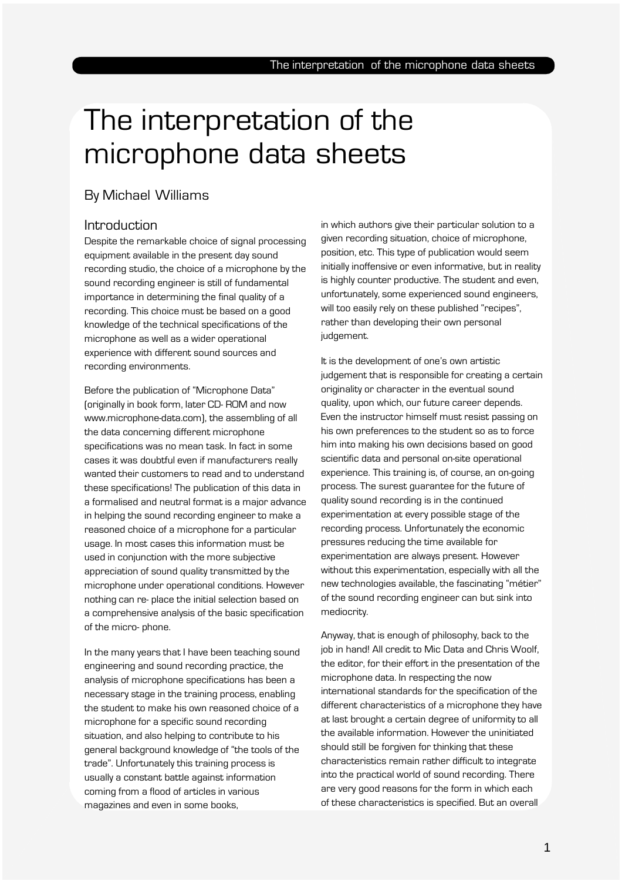# The interpretation of the microphone data sheets

By Michael Williams

## Introduction

Despite the remarkable choice of signal processing equipment available in the present day sound recording studio, the choice of a microphone by the sound recording engineer is still of fundamental importance in determining the final quality of a recording. This choice must be based on a good knowledge of the technical specifications of the microphone as well as a wider operational experience with different sound sources and recording environments.

Before the publication of "Microphone Data" (originally in book form, later CD- ROM and now www.microphone-data.com), the assembling of all the data concerning different microphone specifications was no mean task. In fact in some cases it was doubtful even if manufacturers really wanted their customers to read and to understand these specifications! The publication of this data in a formalised and neutral format is a major advance in helping the sound recording engineer to make a reasoned choice of a microphone for a particular usage. In most cases this information must be used in conjunction with the more subjective appreciation of sound quality transmitted by the microphone under operational conditions. However nothing can re- place the initial selection based on a comprehensive analysis of the basic specification of the micro- phone.

In the many years that I have been teaching sound engineering and sound recording practice, the analysis of microphone specifications has been a necessary stage in the training process, enabling the student to make his own reasoned choice of a microphone for a specific sound recording situation, and also helping to contribute to his general background knowledge of "the tools of the trade". Unfortunately this training process is usually a constant battle against information coming from a flood of articles in various magazines and even in some books, in which authors give their particular solution to a given recording situation, choice of microphone, position, etc. This type of publication would seem initially inoffensive or even informative, but in reality is highly counter productive. The student and even, unfortunately, some experienced sound engineers, will too easily rely on these published "recipes", rather than developing their own personal judgement.

It is the development of one's own artistic judgement that is responsible for creating a certain originality or character in the eventual sound quality, upon which, our future career depends. Even the instructor himself must resist passing on his own preferences to the student so as to force him into making his own decisions based on good scientific data and personal on-site operational experience. This training is, of course, an on-going process. The surest guarantee for the future of quality sound recording is in the continued experimentation at every possible stage of the recording process. Unfortunately the economic pressures reducing the time available for experimentation are always present. However without this experimentation, especially with all the new technologies available, the fascinating "métier" of the sound recording engineer can but sink into mediocrity.

Anyway, that is enough of philosophy, back to the job in hand! All credit to Mic Data and Chris Woolf, the editor, for their effort in the presentation of the microphone data. In respecting the now international standards for the specification of the different characteristics of a microphone they have at last brought a certain degree of uniformity to all the available information. However the uninitiated should still be forgiven for thinking that these characteristics remain rather difficult to integrate into the practical world of sound recording. There are very good reasons for the form in which each of these characteristics is specified. But an overall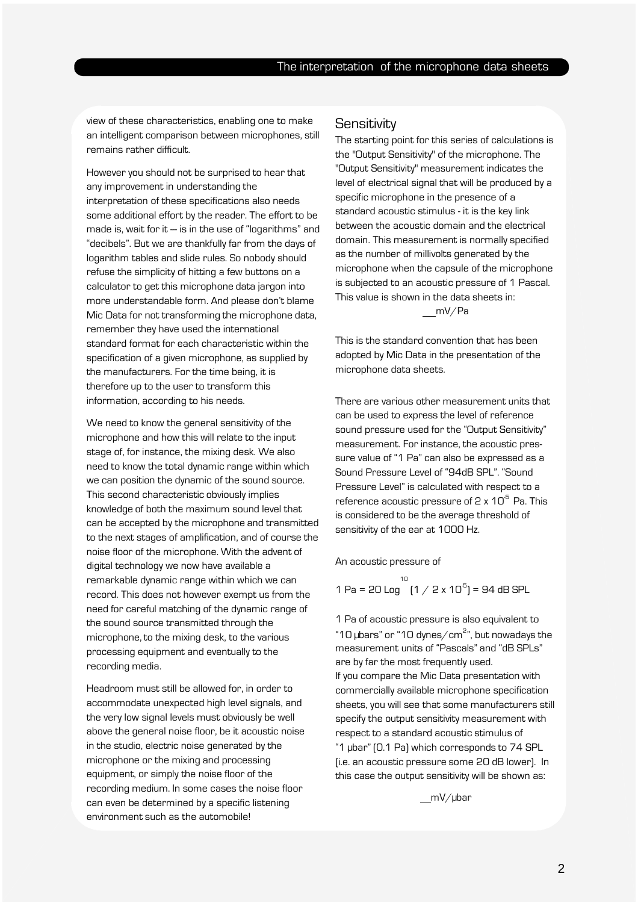view of these characteristics, enabling one to make an intelligent comparison between microphones, still remains rather difficult.

However you should not be surprised to hear that any improvement in understanding the interpretation of these specifications also needs some additional effort by the reader. The effort to be made is, wait for it – is in the use of “logarithms” and “decibels”. But we are thankfully far from the days of logarithm tables and slide rules. So nobody should refuse the simplicity of hitting a few buttons on a calculator to get this microphone data jargon into more understandable form. And please don’t blame Mic Data for not transforming the microphone data, remember they have used the international standard format for each characteristic within the specification of a given microphone, as supplied by the manufacturers. For the time being, it is therefore up to the user to transform this information, according to his needs.

We need to know the general sensitivity of the microphone and how this will relate to the input stage of, for instance, the mixing desk. We also need to know the total dynamic range within which we can position the dynamic of the sound source. This second characteristic obviously implies knowledge of both the maximum sound level that can be accepted by the microphone and transmitted to the next stages of amplification, and of course the noise floor of the microphone. With the advent of digital technology we now have available a remarkable dynamic range within which we can record. This does not however exempt us from the need for careful matching of the dynamic range of the sound source transmitted through the microphone, to the mixing desk, to the various processing equipment and eventually to the recording media.

Headroom must still be allowed for, in order to accommodate unexpected high level signals, and the very low signal levels must obviously be well above the general noise floor, be it acoustic noise in the studio, electric noise generated by the microphone or the mixing and processing equipment, or simply the noise floor of the recording medium. In some cases the noise floor can even be determined by a specific listening environment such as the automobile!

## Sensitivity

The starting point for this series of calculations is the "Output Sensitivity" of the microphone. The "Output Sensitivity" measurement indicates the level of electrical signal that will be produced by a specific microphone in the presence of a standard acoustic stimulus - it is the key link between the acoustic domain and the electrical domain. This measurement is normally specified as the number of millivolts generated by the microphone when the capsule of the microphone is subjected to an acoustic pressure of 1 Pascal. This value is shown in the data sheets in:

__mV/Pa

This is the standard convention that has been adopted by Mic Data in the presentation of the microphone data sheets.

There are various other measurement units that can be used to express the level of reference sound pressure used for the “Output Sensitivity” measurement. For instance, the acoustic pressure value of “1 Pa” can also be expressed as a Sound Pressure Level of “94dB SPL”. “Sound Pressure Level” is calculated with respect to a reference acoustic pressure of $2 \times 10^{-5}$ Pa. This is considered to be the average threshold of sensitivity of the ear at 1000 Hz.

An acoustic pressure of

$$1 \text{ Pa} = 20 \text{ Log}_{10} \left(1 / 2 \times 10^{-5}\right) = 94 \text{ dB SPL}$$

1 Pa of acoustic pressure is also equivalent to “10 µbars” or “10 dynes/cm$^2$”, but nowadays the measurement units of “Pascals” and “dB SPLs” are by far the most frequently used.

If you compare the Mic Data presentation with commercially available microphone specification sheets, you will see that some manufacturers still specify the output sensitivity measurement with respect to a standard acoustic stimulus of “1 µbar” (0.1 Pa) which corresponds to 74 SPL (i.e. an acoustic pressure some 20 dB lower). In this case the output sensitivity will be shown as:

__mV/µbar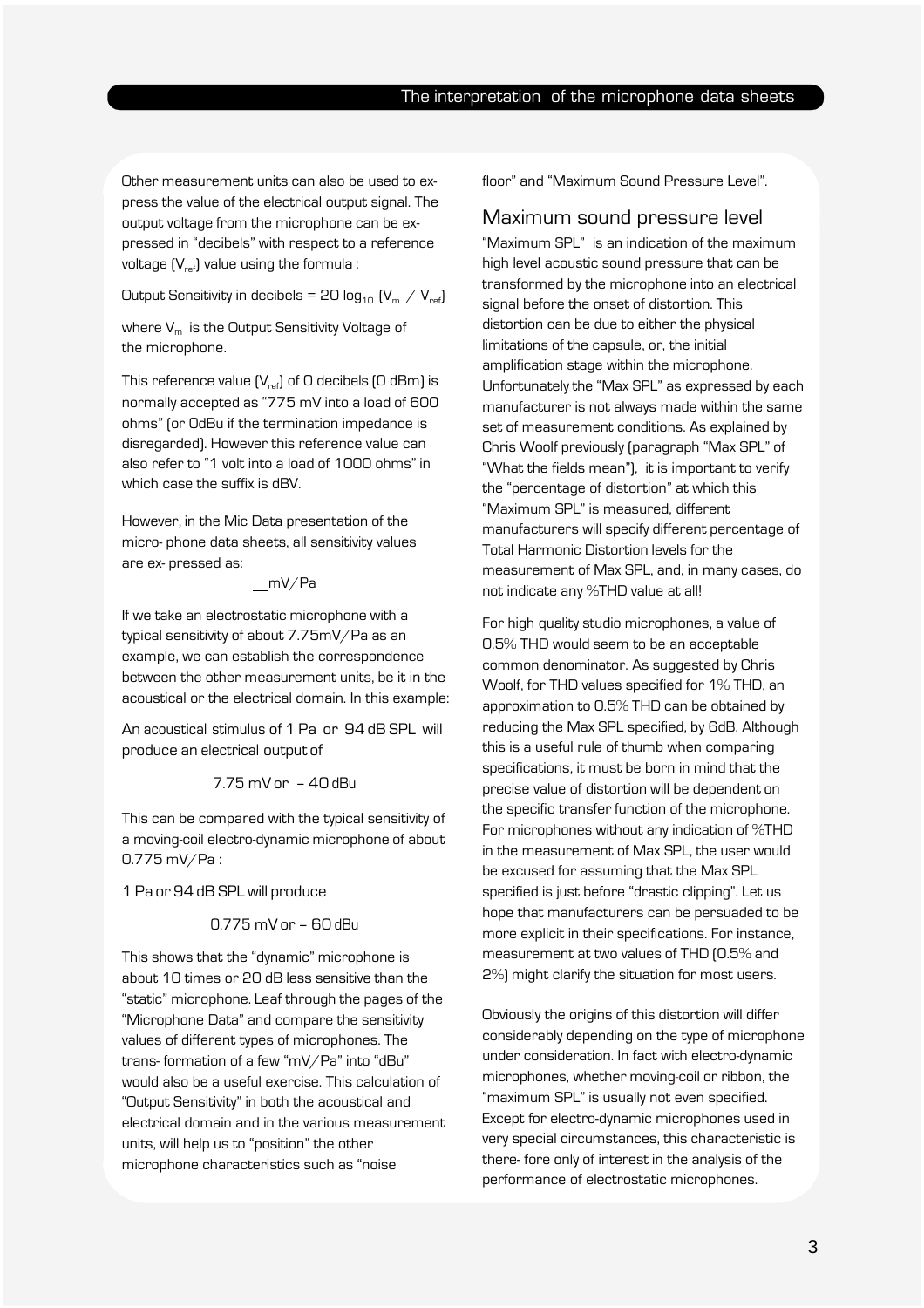Other measurement units can also be used to express the value of the electrical output signal. The output voltage from the microphone can be expressed in "decibels" with respect to a reference voltage ($V_{ref}$) value using the formula :

Output Sensitivity in decibels = $20 \log_{10} (V_m / V_{ref})$

where $V_m$ is the Output Sensitivity Voltage of the microphone.

This reference value ($V_{ref}$) of 0 decibels (0 dBm) is normally accepted as "775 mV into a load of 600 ohms" (or 0dBu if the termination impedance is disregarded). However this reference value can also refer to "1 volt into a load of 1000 ohms" in which case the suffix is dBV.

However, in the Mic Data presentation of the micro- phone data sheets, all sensitivity values are ex- pressed as:

__mV/Pa

If we take an electrostatic microphone with a typical sensitivity of about 7.75mV/Pa as an example, we can establish the correspondence between the other measurement units, be it in the acoustical or the electrical domain. In this example:

An acoustical stimulus of 1 Pa or 94 dB SPL will produce an electrical output of

7.75 mV or – 40 dBu

This can be compared with the typical sensitivity of a moving-coil electro-dynamic microphone of about 0.775 mV/Pa :

1 Pa or 94 dB SPL will produce

0.775 mV or – 60 dBu

This shows that the "dynamic" microphone is about 10 times or 20 dB less sensitive than the "static" microphone. Leaf through the pages of the "Microphone Data" and compare the sensitivity values of different types of microphones. The trans- formation of a few "mV/Pa" into "dBu" would also be a useful exercise. This calculation of "Output Sensitivity" in both the acoustical and electrical domain and in the various measurement units, will help us to "position" the other microphone characteristics such as "noise floor" and "Maximum Sound Pressure Level".

## Maximum sound pressure level

"Maximum SPL" is an indication of the maximum high level acoustic sound pressure that can be transformed by the microphone into an electrical signal before the onset of distortion. This distortion can be due to either the physical limitations of the capsule, or, the initial amplification stage within the microphone. Unfortunately the "Max SPL" as expressed by each manufacturer is not always made within the same set of measurement conditions. As explained by Chris Woolf previously (paragraph "Max SPL" of "What the fields mean"), it is important to verify the "percentage of distortion" at which this "Maximum SPL" is measured, different manufacturers will specify different percentage of Total Harmonic Distortion levels for the measurement of Max SPL, and, in many cases, do not indicate any %THD value at all!

For high quality studio microphones, a value of 0.5% THD would seem to be an acceptable common denominator. As suggested by Chris Woolf, for THD values specified for 1% THD, an approximation to 0.5% THD can be obtained by reducing the Max SPL specified, by 6dB. Although this is a useful rule of thumb when comparing specifications, it must be born in mind that the precise value of distortion will be dependent on the specific transfer function of the microphone. For microphones without any indication of %THD in the measurement of Max SPL, the user would be excused for assuming that the Max SPL specified is just before "drastic clipping". Let us hope that manufacturers can be persuaded to be more explicit in their specifications. For instance, measurement at two values of THD (0.5% and 2%) might clarify the situation for most users.

Obviously the origins of this distortion will differ considerably depending on the type of microphone under consideration. In fact with electro-dynamic microphones, whether moving-coil or ribbon, the "maximum SPL" is usually not even specified. Except for electro-dynamic microphones used in very special circumstances, this characteristic is there- fore only of interest in the analysis of the performance of electrostatic microphones.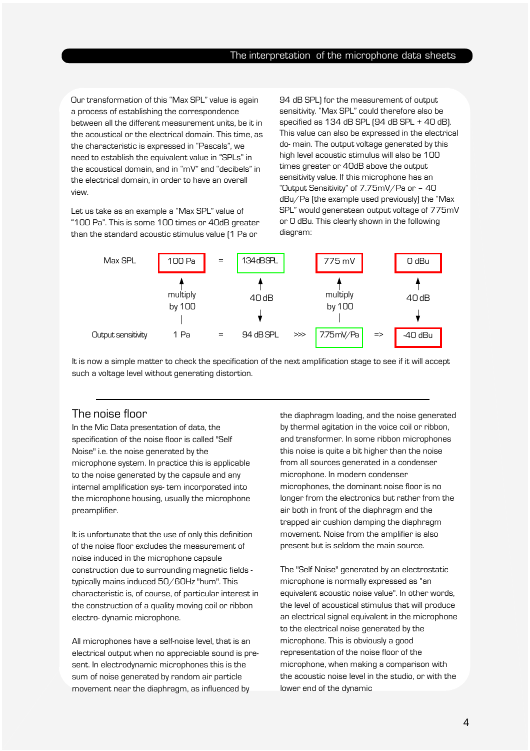Our transformation of this "Max SPL" value is again a process of establishing the correspondence between all the different measurement units, be it in the acoustical or the electrical domain. This time, as the characteristic is expressed in "Pascals", we need to establish the equivalent value in "SPLs" in the acoustical domain, and in "mV" and "decibels" in the electrical domain, in order to have an overall view.

Let us take as an example a "Max SPL" value of "100 Pa". This is some 100 times or 40dB greater than the standard acoustic stimulus value (1 Pa or 94 dB SPL) for the measurement of output sensitivity. "Max SPL" could therefore also be specified as 134 dB SPL (94 dB SPL + 40 dB). This value can also be expressed in the electrical do- main. The output voltage generated by this high level acoustic stimulus will also be 100 times greater or 40dB above the output sensitivity value. If this microphone has an "Output Sensitivity" of 7.75mV/Pa or – 40 dBu/Pa (the example used previously) the "Max SPL" would generatean output voltage of 775mV or 0 dBu. This clearly shown in the following diagram:

| | | | | | | | | |
|---|---|---|---|---|---|---|---|---|
| Max SPL | 100 Pa | = | 134 dB SPL | | 775 mV | | 0 dBu |
| | ↑ multiply by 100 | | ↑ 40 dB ↓ | | ↑ multiply by 100 | | ↑ 40 dB ↓ |
| Output sensitivity | 1 Pa | = | 94 dB SPL | >>> | 7.75mV/Pa | => | -40 dBu |

It is now a simple matter to check the specification of the next amplification stage to see if it will accept such a voltage level without generating distortion.

---

## The noise floor

In the Mic Data presentation of data, the specification of the noise floor is called "Self Noise" i.e. the noise generated by the microphone system. In practice this is applicable to the noise generated by the capsule and any internal amplification sys- tem incorporated into the microphone housing, usually the microphone preamplifier.

It is unfortunate that the use of only this definition of the noise floor excludes the measurement of noise induced in the microphone capsule construction due to surrounding magnetic fields - typically mains induced 50/60Hz "hum". This characteristic is, of course, of particular interest in the construction of a quality moving coil or ribbon electro- dynamic microphone.

All microphones have a self-noise level, that is an electrical output when no appreciable sound is pre- sent. In electrodynamic microphones this is the sum of noise generated by random air particle movement near the diaphragm, as influenced by the diaphragm loading, and the noise generated by thermal agitation in the voice coil or ribbon, and transformer. In some ribbon microphones this noise is quite a bit higher than the noise from all sources generated in a condenser microphone. In modern condenser microphones, the dominant noise floor is no longer from the electronics but rather from the air both in front of the diaphragm and the trapped air cushion damping the diaphragm movement. Noise from the amplifier is also present but is seldom the main source.

The "Self Noise" generated by an electrostatic microphone is normally expressed as "an equivalent acoustic noise value". In other words, the level of acoustical stimulus that will produce an electrical signal equivalent in the microphone to the electrical noise generated by the microphone. This is obviously a good representation of the noise floor of the microphone, when making a comparison with the acoustic noise level in the studio, or with the lower end of the dynamic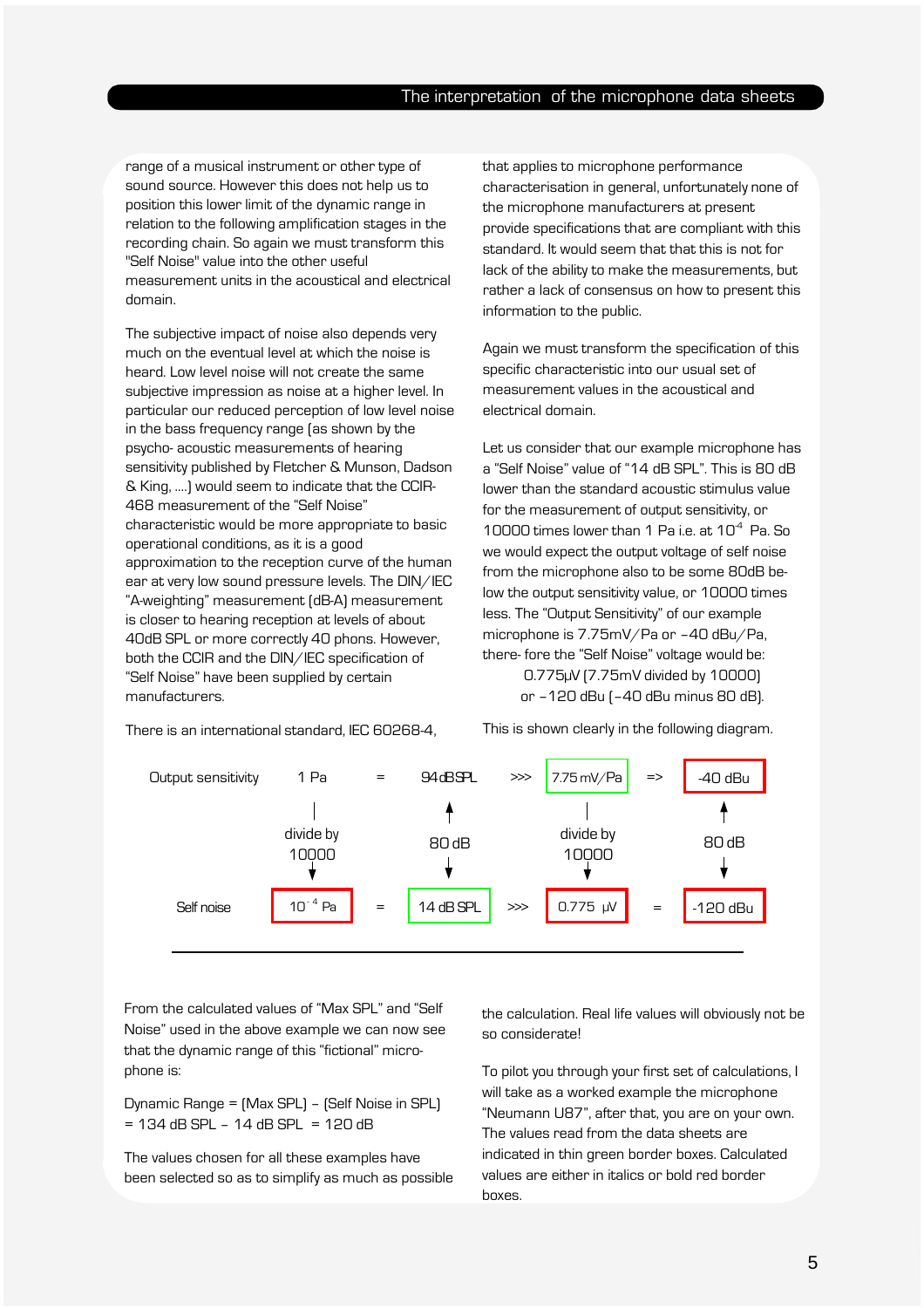range of a musical instrument or other type of sound source. However this does not help us to position this lower limit of the dynamic range in relation to the following amplification stages in the recording chain. So again we must transform this "Self Noise" value into the other useful measurement units in the acoustical and electrical domain.

The subjective impact of noise also depends very much on the eventual level at which the noise is heard. Low level noise will not create the same subjective impression as noise at a higher level. In particular our reduced perception of low level noise in the bass frequency range (as shown by the psycho- acoustic measurements of hearing sensitivity published by Fletcher & Munson, Dadson & King, ....) would seem to indicate that the CCIR-468 measurement of the "Self Noise" characteristic would be more appropriate to basic operational conditions, as it is a good approximation to the reception curve of the human ear at very low sound pressure levels. The DIN/IEC "A-weighting" measurement (dB-A) measurement is closer to hearing reception at levels of about 40dB SPL or more correctly 40 phons. However, both the CCIR and the DIN/IEC specification of "Self Noise" have been supplied by certain manufacturers.

There is an international standard, IEC 60268-4, that applies to microphone performance characterisation in general, unfortunately none of the microphone manufacturers at present provide specifications that are compliant with this standard. It would seem that that this is not for lack of the ability to make the measurements, but rather a lack of consensus on how to present this information to the public.

Again we must transform the specification of this specific characteristic into our usual set of measurement values in the acoustical and electrical domain.

Let us consider that our example microphone has a "Self Noise" value of "14 dB SPL". This is 80 dB lower than the standard acoustic stimulus value for the measurement of output sensitivity, or 10000 times lower than 1 Pa i.e. at $10^{-4}$ Pa. So we would expect the output voltage of self noise from the microphone also to be some 80dB below the output sensitivity value, or 10000 times less. The "Output Sensitivity" of our example microphone is 7.75mV/Pa or –40 dBu/Pa, there- fore the "Self Noise" voltage would be:

0.775µV (7.75mV divided by 10000)
or –120 dBu (–40 dBu minus 80 dB).

This is shown clearly in the following diagram.

| | | | | | | | |
|---|---|---|---|---|---|---|---|
| Output sensitivity | 1 Pa | = | 94 dB SPL | >>> | 7.75 mV/Pa | => | -40 dBu |
| | divide by 10000 ↓ | | ↑ 80 dB ↓ | | divide by 10000 ↓ | | ↑ 80 dB ↓ |
| Self noise | $10^{-4}$ Pa | = | 14 dB SPL | >>> | 0.775 µV | = | -120 dBu |

From the calculated values of "Max SPL" and "Self Noise" used in the above example we can now see that the dynamic range of this "fictional" micro-phone is:

Dynamic Range = (Max SPL) – (Self Noise in SPL)
= 134 dB SPL – 14 dB SPL = 120 dB

The values chosen for all these examples have been selected so as to simplify as much as possible the calculation. Real life values will obviously not be so considerate!

To pilot you through your first set of calculations, I will take as a worked example the microphone "Neumann U87", after that, you are on your own. The values read from the data sheets are indicated in thin green border boxes. Calculated values are either in italics or bold red border boxes.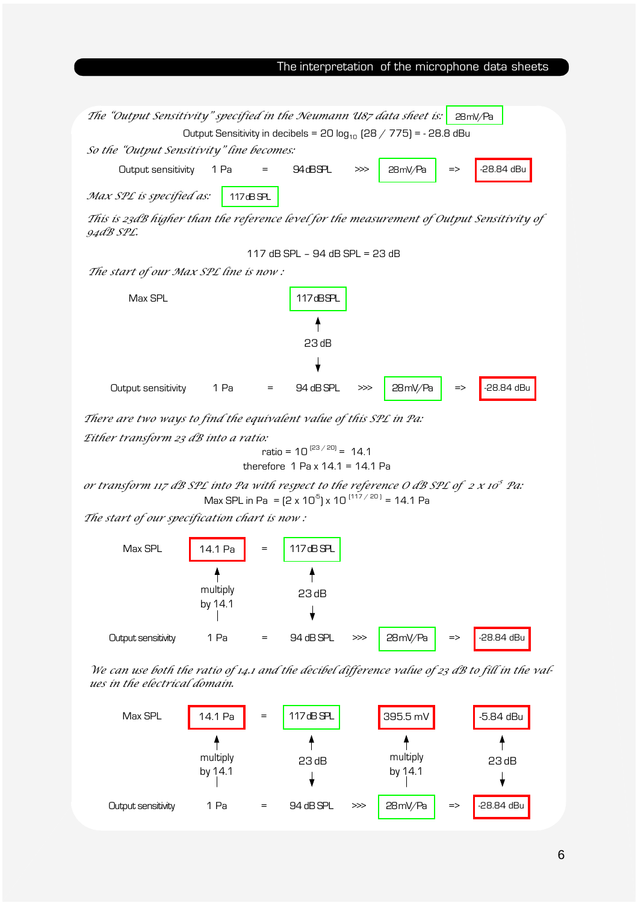*The "Output Sensitivity" specified in the Neumann U87 data sheet is:* 28mV/Pa

Output Sensitivity in decibels = 20 $\log_{10}$ (28 / 775) = - 28.8 dBu

*So the "Output Sensitivity" line becomes:*

Output sensitivity 1 Pa = 94dBSPL >>> 28mV/Pa => -28.84 dBu

*Max SPL is specified as:* 117dB SPL

*This is 23dB higher than the reference level for the measurement of Output Sensitivity of 94dB SPL.*

117 dB SPL - 94 dB SPL = 23 dB

*The start of our Max SPL line is now :*

| | | | | | | |
|---|---|---|---|---|---|---|
| Max SPL | | | 117dBSPL | | | |
| | | | ↑ 23 dB ↓ | | | |
| Output sensitivity | 1 Pa | = | 94 dB SPL | >>> | 28mV/Pa | => -28.84 dBu |

*There are two ways to find the equivalent value of this SPL in Pa:*

*Either transform 23 dB into a ratio:*

ratio = $10^{(23/20)}$ = 14.1

therefore 1 Pa x 14.1 = 14.1 Pa

*or transform 117 dB SPL into Pa with respect to the reference 0 dB SPL of $2 \times 10^{-5}$ Pa:*

Max SPL in Pa = $(2 \times 10^{-5}) \times 10^{(117/20)}$ = 14.1 Pa

*The start of our specification chart is now :*

| | | | | | | |
|---|---|---|---|---|---|---|
| Max SPL | 14.1 Pa | = | 117dB SPL | | | |
| | ↑ multiply by 14.1 | | ↑ 23 dB ↓ | | | |
| Output sensitivity | 1 Pa | = | 94 dB SPL | >>> | 28mV/Pa | => -28.84 dBu |

*We can use both the ratio of 14.1 and the decibel difference value of 23 dB to fill in the values in the electrical domain.*

| | | | | | | | |
|---|---|---|---|---|---|---|---|
| Max SPL | 14.1 Pa | = | 117dB SPL | | 395.5 mV | | -5.84 dBu |
| | ↑ multiply by 14.1 | | ↑ 23 dB ↓ | | ↑ multiply by 14.1 | | ↑ 23 dB ↓ |
| Output sensitivity | 1 Pa | = | 94 dB SPL | >>> | 28mV/Pa | => | -28.84 dBu |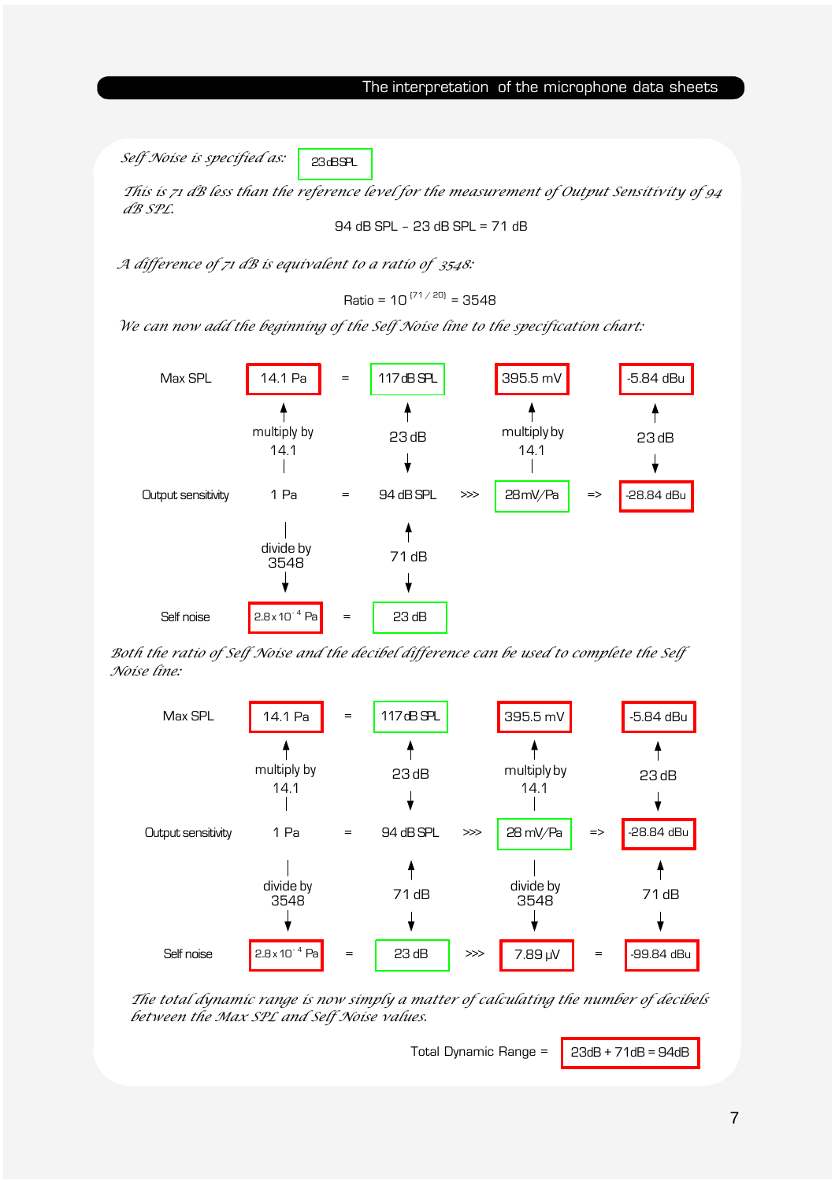*Self Noise is specified as:* 23 dB SPL

*This is 71 dB less than the reference level for the measurement of Output Sensitivity of 94 dB SPL.*

94 dB SPL – 23 dB SPL = 71 dB

*A difference of 71 dB is equivalent to a ratio of 3548:*

$$\text{Ratio} = 10^{(71/20)} = 3548$$

*We can now add the beginning of the Self Noise line to the specification chart:*

| | | | | | | | |
|---|---|---|---|---|---|---|---|
| Max SPL | 14.1 Pa | = | 117 dB SPL | | 395.5 mV | | -5.84 dBu |
| | ↑ multiply by 14.1 | | ↑ 23 dB ↓ | | ↑ multiply by 14.1 | | ↑ 23 dB ↓ |
| Output sensitivity | 1 Pa | = | 94 dB SPL | >>> | 28 mV/Pa | => | -28.84 dBu |
| | divide by 3548 ↓ | | ↑ 71 dB ↓ | | | | |
| Self noise | $2.8 \times 10^{-4}$ Pa | = | 23 dB | | | | |

*Both the ratio of Self Noise and the decibel difference can be used to complete the Self Noise line:*

| | | | | | | | |
|---|---|---|---|---|---|---|---|
| Max SPL | 14.1 Pa | = | 117 dB SPL | | 395.5 mV | | -5.84 dBu |
| | ↑ multiply by 14.1 | | ↑ 23 dB ↓ | | ↑ multiply by 14.1 | | ↑ 23 dB ↓ |
| Output sensitivity | 1 Pa | = | 94 dB SPL | >>> | 28 mV/Pa | => | -28.84 dBu |
| | divide by 3548 ↓ | | ↑ 71 dB ↓ | | divide by 3548 ↓ | | ↑ 71 dB ↓ |
| Self noise | $2.8 \times 10^{-4}$ Pa | = | 23 dB | >>> | 7.89 µV | = | -99.84 dBu |

*The total dynamic range is now simply a matter of calculating the number of decibels between the Max SPL and Self Noise values.*

Total Dynamic Range = 23dB + 71dB = 94dB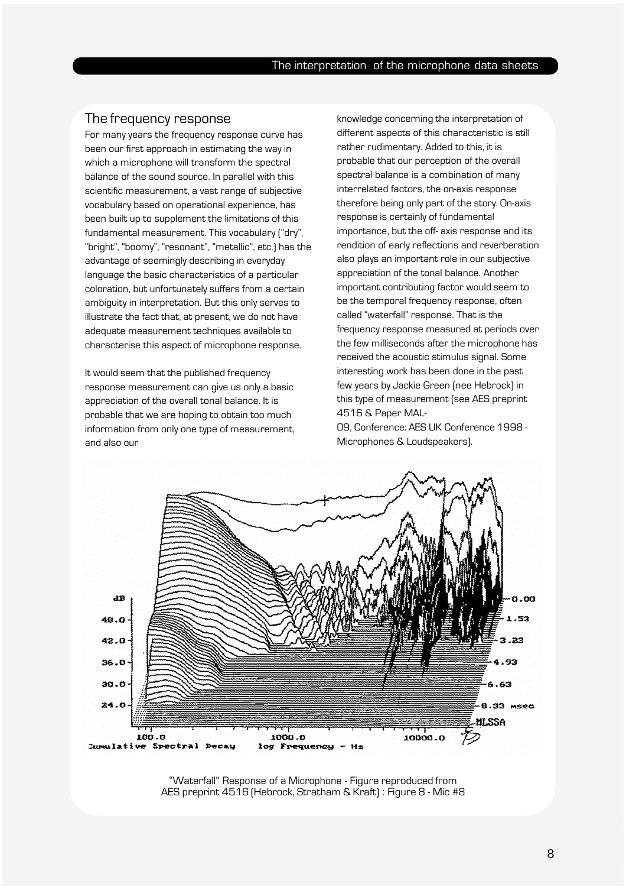## The frequency response

For many years the frequency response curve has been our first approach in estimating the way in which a microphone will transform the spectral balance of the sound source. In parallel with this scientific measurement, a vast range of subjective vocabulary based on operational experience, has been built up to supplement the limitations of this fundamental measurement. This vocabulary ("dry", "bright", "boomy", "resonant", "metallic", etc.) has the advantage of seemingly describing in everyday language the basic characteristics of a particular coloration, but unfortunately suffers from a certain ambiguity in interpretation. But this only serves to illustrate the fact that, at present, we do not have adequate measurement techniques available to characterise this aspect of microphone response.

It would seem that the published frequency response measurement can give us only a basic appreciation of the overall tonal balance. It is probable that we are hoping to obtain too much information from only one type of measurement, and also our knowledge concerning the interpretation of different aspects of this characteristic is still rather rudimentary. Added to this, it is probable that our perception of the overall spectral balance is a combination of many interrelated factors, the on-axis response therefore being only part of the story. On-axis response is certainly of fundamental importance, but the off- axis response and its rendition of early reflections and reverberation also plays an important role in our subjective appreciation of the tonal balance. Another important contributing factor would seem to be the temporal frequency response, often called "waterfall" response. That is the frequency response measured at periods over the few milliseconds after the microphone has received the acoustic stimulus signal. Some interesting work has been done in the past few years by Jackie Green (nee Hebrock) in this type of measurement (see AES preprint 4516 & Paper MAL-09, Conference: AES UK Conference 1998 - Microphones & Loudspeakers).

"Waterfall" Response of a Microphone - Figure reproduced from AES preprint 4516 (Hebrock, Stratham & Kraft) : Figure 8 - Mic #8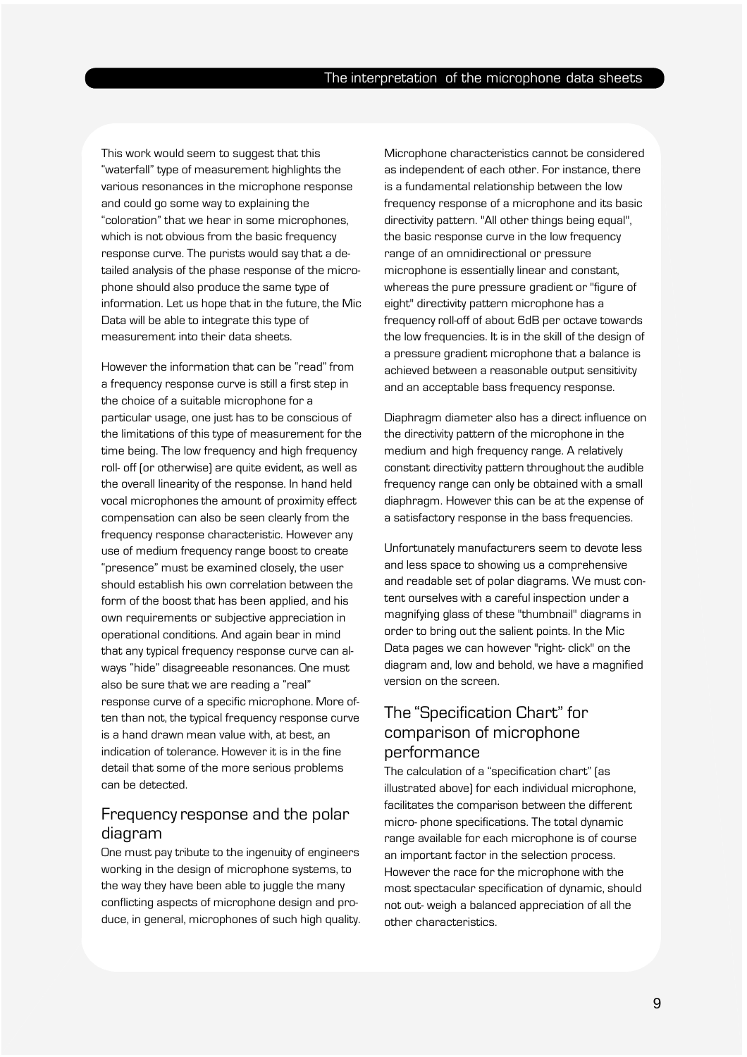This work would seem to suggest that this "waterfall" type of measurement highlights the various resonances in the microphone response and could go some way to explaining the "coloration" that we hear in some microphones, which is not obvious from the basic frequency response curve. The purists would say that a detailed analysis of the phase response of the microphone should also produce the same type of information. Let us hope that in the future, the Mic Data will be able to integrate this type of measurement into their data sheets.

However the information that can be "read" from a frequency response curve is still a first step in the choice of a suitable microphone for a particular usage, one just has to be conscious of the limitations of this type of measurement for the time being. The low frequency and high frequency roll- off (or otherwise) are quite evident, as well as the overall linearity of the response. In hand held vocal microphones the amount of proximity effect compensation can also be seen clearly from the frequency response characteristic. However any use of medium frequency range boost to create "presence" must be examined closely, the user should establish his own correlation between the form of the boost that has been applied, and his own requirements or subjective appreciation in operational conditions. And again bear in mind that any typical frequency response curve can always "hide" disagreeable resonances. One must also be sure that we are reading a "real" response curve of a specific microphone. More often than not, the typical frequency response curve is a hand drawn mean value with, at best, an indication of tolerance. However it is in the fine detail that some of the more serious problems can be detected.

## Frequency response and the polar diagram

One must pay tribute to the ingenuity of engineers working in the design of microphone systems, to the way they have been able to juggle the many conflicting aspects of microphone design and produce, in general, microphones of such high quality.

Microphone characteristics cannot be considered as independent of each other. For instance, there is a fundamental relationship between the low frequency response of a microphone and its basic directivity pattern. "All other things being equal", the basic response curve in the low frequency range of an omnidirectional or pressure microphone is essentially linear and constant, whereas the pure pressure gradient or "figure of eight" directivity pattern microphone has a frequency roll-off of about 6dB per octave towards the low frequencies. It is in the skill of the design of a pressure gradient microphone that a balance is achieved between a reasonable output sensitivity and an acceptable bass frequency response.

Diaphragm diameter also has a direct influence on the directivity pattern of the microphone in the medium and high frequency range. A relatively constant directivity pattern throughout the audible frequency range can only be obtained with a small diaphragm. However this can be at the expense of a satisfactory response in the bass frequencies.

Unfortunately manufacturers seem to devote less and less space to showing us a comprehensive and readable set of polar diagrams. We must content ourselves with a careful inspection under a magnifying glass of these "thumbnail" diagrams in order to bring out the salient points. In the Mic Data pages we can however "right- click" on the diagram and, low and behold, we have a magnified version on the screen.

## The "Specification Chart" for comparison of microphone performance

The calculation of a "specification chart" (as illustrated above) for each individual microphone, facilitates the comparison between the different micro- phone specifications. The total dynamic range available for each microphone is of course an important factor in the selection process. However the race for the microphone with the most spectacular specification of dynamic, should not out- weigh a balanced appreciation of all the other characteristics.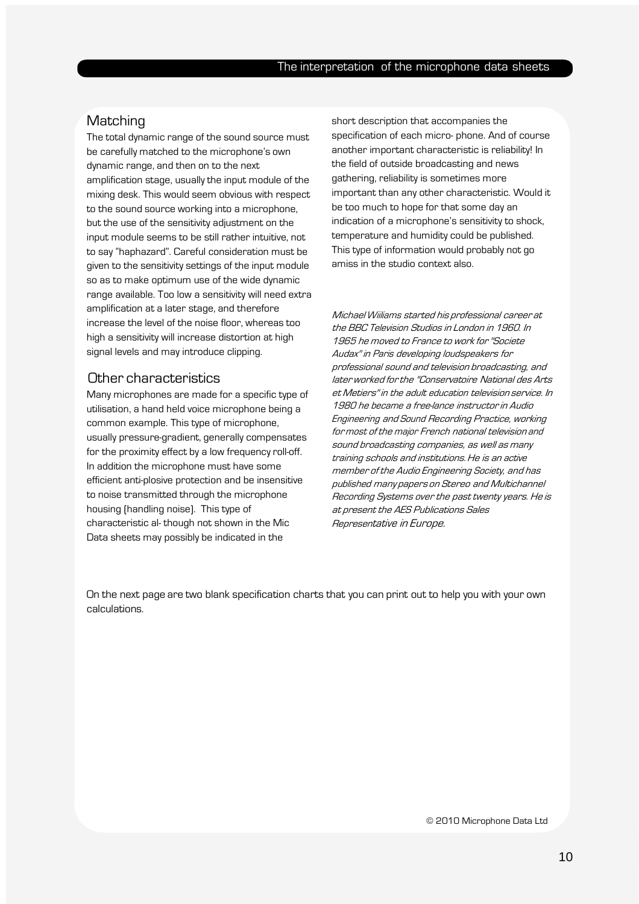## Matching

The total dynamic range of the sound source must be carefully matched to the microphone's own dynamic range, and then on to the next amplification stage, usually the input module of the mixing desk. This would seem obvious with respect to the sound source working into a microphone, but the use of the sensitivity adjustment on the input module seems to be still rather intuitive, not to say "haphazard". Careful consideration must be given to the sensitivity settings of the input module so as to make optimum use of the wide dynamic range available. Too low a sensitivity will need extra amplification at a later stage, and therefore increase the level of the noise floor, whereas too high a sensitivity will increase distortion at high signal levels and may introduce clipping.

## Other characteristics

Many microphones are made for a specific type of utilisation, a hand held voice microphone being a common example. This type of microphone, usually pressure-gradient, generally compensates for the proximity effect by a low frequency roll-off. In addition the microphone must have some efficient anti-plosive protection and be insensitive to noise transmitted through the microphone housing (handling noise). This type of characteristic al- though not shown in the Mic Data sheets may possibly be indicated in the short description that accompanies the specification of each micro- phone. And of course another important characteristic is reliability! In the field of outside broadcasting and news gathering, reliability is sometimes more important than any other characteristic. Would it be too much to hope for that some day an indication of a microphone's sensitivity to shock, temperature and humidity could be published. This type of information would probably not go amiss in the studio context also.

*Michael Williams started his professional career at the BBC Television Studios in London in 1960. In 1965 he moved to France to work for "Societe Audax" in Paris developing loudspeakers for professional sound and television broadcasting, and later worked for the "Conservatoire National des Arts et Metiers" in the adult education television service. In 1980 he became a free-lance instructor in Audio Engineering and Sound Recording Practice, working for most of the major French national television and sound broadcasting companies, as well as many training schools and institutions. He is an active member of the Audio Engineering Society, and has published many papers on Stereo and Multichannel Recording Systems over the past twenty years. He is at present the AES Publications Sales Representative in Europe.*

On the next page are two blank specification charts that you can print out to help you with your own calculations.

© 2010 Microphone Data Ltd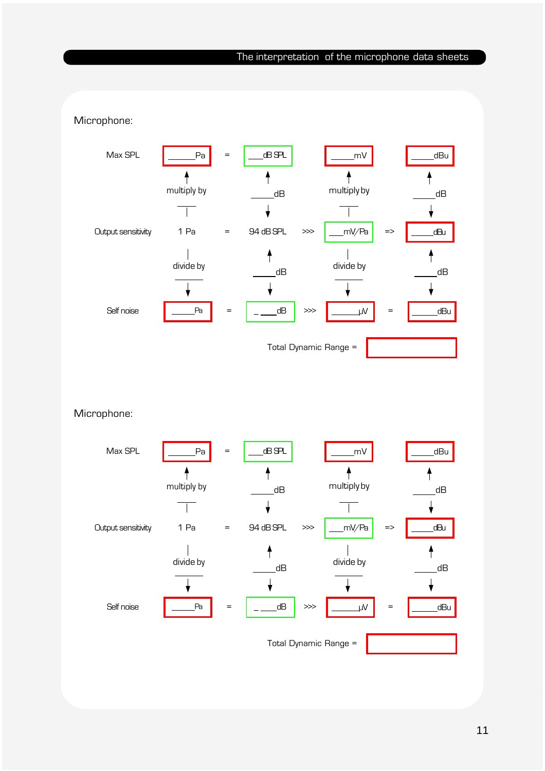Microphone:

Max SPL ______Pa = ___dB SPL ______mV ______dBu

multiply by ____ | ______dB | multiply by ____ | ______dB

Output sensitivity 1 Pa = 94 dB SPL >>> ___mV/Pa => _____dBu

divide by ______ | ______dB | divide by ______ | ______dB

Self noise ______Pa = _ ___dB >>> ______µV = ______dBu

Total Dynamic Range =

Microphone:

Max SPL ______Pa = ___dB SPL ______mV ______dBu

multiply by ____ | ______dB | multiply by ____ | ______dB

Output sensitivity 1 Pa = 94 dB SPL >>> ___mV/Pa => _____dBu

divide by ______ | ______dB | divide by ______ | ______dB

Self noise ______Pa = _ ___dB >>> ______µV = ______dBu

Total Dynamic Range =